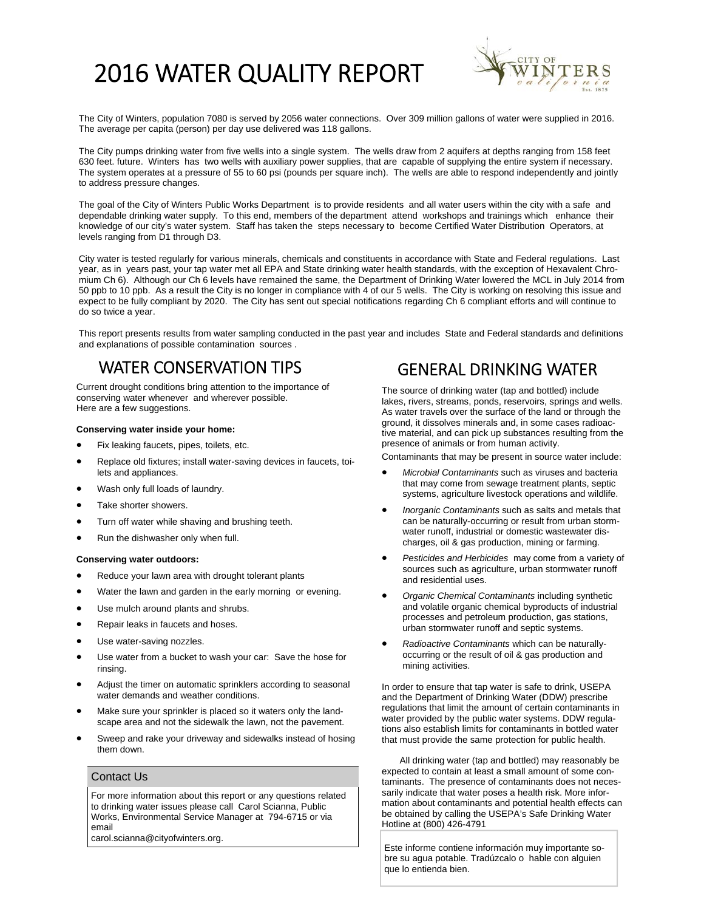# 2016 WATER QUALITY REPORT

CITY OF WINTERS california Est. 1875

The City of Winters, population 7080 is served by 2056 water connections. Over 309 million gallons of water were supplied in 2016. The average per capita (person) per day use delivered was 118 gallons.

The City pumps drinking water from five wells into a single system. The wells draw from 2 aquifers at depths ranging from 158 feet 630 feet. future. Winters has two wells with auxiliary power supplies, that are capable of supplying the entire system if necessary. The system operates at a pressure of 55 to 60 psi (pounds per square inch). The wells are able to respond independently and jointly to address pressure changes.

The goal of the City of Winters Public Works Department is to provide residents and all water users within the city with a safe and dependable drinking water supply. To this end, members of the department attend workshops and trainings which enhance their knowledge of our city's water system. Staff has taken the steps necessary to become Certified Water Distribution Operators, at levels ranging from D1 through D3.

City water is tested regularly for various minerals, chemicals and constituents in accordance with State and Federal regulations. Last year, as in years past, your tap water met all EPA and State drinking water health standards, with the exception of Hexavalent Chromium Ch 6). Although our Ch 6 levels have remained the same, the Department of Drinking Water lowered the MCL in July 2014 from 50 ppb to 10 ppb. As a result the City is no longer in compliance with 4 of our 5 wells. The City is working on resolving this issue and expect to be fully compliant by 2020. The City has sent out special notifications regarding Ch 6 compliant efforts and will continue to do so twice a year.

This report presents results from water sampling conducted in the past year and includes State and Federal standards and definitions and explanations of possible contamination sources .

## WATER CONSERVATION TIPS

Current drought conditions bring attention to the importance of conserving water whenever and wherever possible.
Here are a few suggestions.

**Conserving water inside your home:**

- Fix leaking faucets, pipes, toilets, etc.
- Replace old fixtures; install water-saving devices in faucets, toilets and appliances.
- Wash only full loads of laundry.
- Take shorter showers.
- Turn off water while shaving and brushing teeth.
- Run the dishwasher only when full.

**Conserving water outdoors:**

- Reduce your lawn area with drought tolerant plants
- Water the lawn and garden in the early morning or evening.
- Use mulch around plants and shrubs.
- Repair leaks in faucets and hoses.
- Use water-saving nozzles.
- Use water from a bucket to wash your car: Save the hose for rinsing.
- Adjust the timer on automatic sprinklers according to seasonal water demands and weather conditions.
- Make sure your sprinkler is placed so it waters only the landscape area and not the sidewalk the lawn, not the pavement.
- Sweep and rake your driveway and sidewalks instead of hosing them down.

### Contact Us

For more information about this report or any questions related to drinking water issues please call Carol Scianna, Public Works, Environmental Service Manager at 794-6715 or via email
carol.scianna@cityofwinters.org.

## GENERAL DRINKING WATER

The source of drinking water (tap and bottled) include lakes, rivers, streams, ponds, reservoirs, springs and wells. As water travels over the surface of the land or through the ground, it dissolves minerals and, in some cases radioactive material, and can pick up substances resulting from the presence of animals or from human activity.

Contaminants that may be present in source water include:

- *Microbial Contaminants* such as viruses and bacteria that may come from sewage treatment plants, septic systems, agriculture livestock operations and wildlife.
- *Inorganic Contaminants* such as salts and metals that can be naturally-occurring or result from urban stormwater runoff, industrial or domestic wastewater discharges, oil & gas production, mining or farming.
- *Pesticides and Herbicides* may come from a variety of sources such as agriculture, urban stormwater runoff and residential uses.
- *Organic Chemical Contaminants* including synthetic and volatile organic chemical byproducts of industrial processes and petroleum production, gas stations, urban stormwater runoff and septic systems.
- *Radioactive Contaminants* which can be naturally-occurring or the result of oil & gas production and mining activities.

In order to ensure that tap water is safe to drink, USEPA and the Department of Drinking Water (DDW) prescribe regulations that limit the amount of certain contaminants in water provided by the public water systems. DDW regulations also establish limits for contaminants in bottled water that must provide the same protection for public health.

All drinking water (tap and bottled) may reasonably be expected to contain at least a small amount of some contaminants. The presence of contaminants does not necessarily indicate that water poses a health risk. More information about contaminants and potential health effects can be obtained by calling the USEPA's Safe Drinking Water Hotline at (800) 426-4791

Este informe contiene información muy importante sobre su agua potable. Tradúzcalo o hable con alguien que lo entienda bien.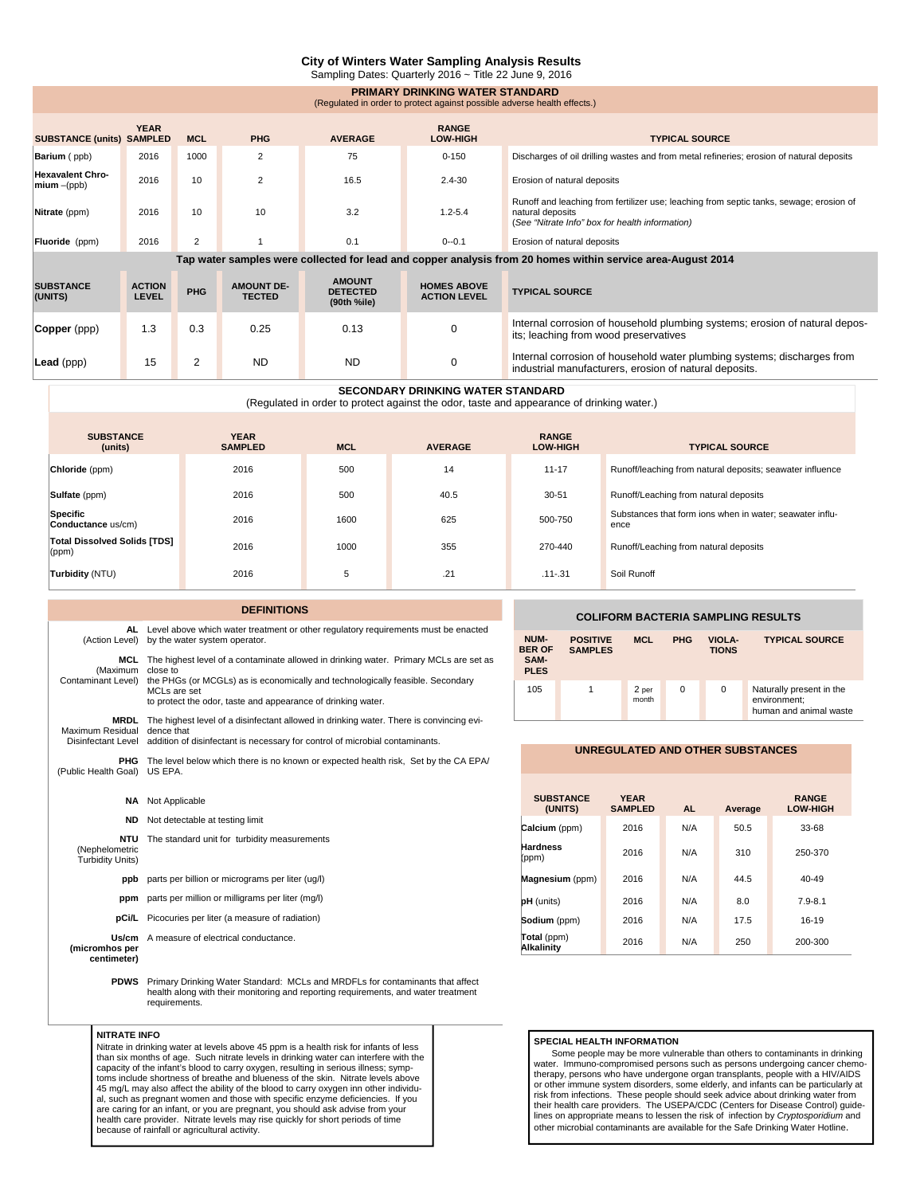# City of Winters Water Sampling Analysis Results

Sampling Dates: Quarterly 2016 ~ Title 22 June 9, 2016

## PRIMARY DRINKING WATER STANDARD

(Regulated in order to protect against possible adverse health effects.)

| SUBSTANCE (units) | YEAR SAMPLED | MCL | PHG | AVERAGE | RANGE LOW-HIGH | TYPICAL SOURCE |
|---|---|---|---|---|---|---|
| **Barium** ( ppb) | 2016 | 1000 | 2 | 75 | 0-150 | Discharges of oil drilling wastes and from metal refineries; erosion of natural deposits |
| **Hexavalent Chro-mium** –(ppb) | 2016 | 10 | 2 | 16.5 | 2.4-30 | Erosion of natural deposits |
| **Nitrate** (ppm) | 2016 | 10 | 10 | 3.2 | 1.2-5.4 | Runoff and leaching from fertilizer use; leaching from septic tanks, sewage; erosion of natural deposits (*See "Nitrate Info" box for health information)* |
| **Fluoride** (ppm) | 2016 | 2 | 1 | 0.1 | 0--0.1 | Erosion of natural deposits |

**Tap water samples were collected for lead and copper analysis from 20 homes within service area-August 2014**

| SUBSTANCE (UNITS) | ACTION LEVEL | PHG | AMOUNT DE-TECTED | AMOUNT DETECTED (90th %ile) | HOMES ABOVE ACTION LEVEL | TYPICAL SOURCE |
|---|---|---|---|---|---|---|
| **Copper** (ppp) | 1.3 | 0.3 | 0.25 | 0.13 | 0 | Internal corrosion of household plumbing systems; erosion of natural deposits; leaching from wood preservatives |
| **Lead** (ppp) | 15 | 2 | ND | ND | 0 | Internal corrosion of household water plumbing systems; discharges from industrial manufacturers, erosion of natural deposits. |

## SECONDARY DRINKING WATER STANDARD

(Regulated in order to protect against the odor, taste and appearance of drinking water.)

| SUBSTANCE (units) | YEAR SAMPLED | MCL | AVERAGE | RANGE LOW-HIGH | TYPICAL SOURCE |
|---|---|---|---|---|---|
| **Chloride** (ppm) | 2016 | 500 | 14 | 11-17 | Runoff/leaching from natural deposits; seawater influence |
| **Sulfate** (ppm) | 2016 | 500 | 40.5 | 30-51 | Runoff/Leaching from natural deposits |
| **Specific Conductance** us/cm) | 2016 | 1600 | 625 | 500-750 | Substances that form ions when in water; seawater influence |
| **Total Dissolved Solids [TDS]** (ppm) | 2016 | 1000 | 355 | 270-440 | Runoff/Leaching from natural deposits |
| **Turbidity** (NTU) | 2016 | 5 | .21 | .11-.31 | Soil Runoff |

## DEFINITIONS

**AL** (Action Level) Level above which water treatment or other regulatory requirements must be enacted by the water system operator.

**MCL** (Maximum Contaminant Level) The highest level of a contaminate allowed in drinking water. Primary MCLs are set as close to the PHGs (or MCGLs) as is economically and technologically feasible. Secondary MCLs are set to protect the odor, taste and appearance of drinking water.

**MRDL** Maximum Residual Disinfectant Level The highest level of a disinfectant allowed in drinking water. There is convincing evidence that addition of disinfectant is necessary for control of microbial contaminants.

**PHG** (Public Health Goal) The level below which there is no known or expected health risk, Set by the CA EPA/ US EPA.

**NA** Not Applicable

**ND** Not detectable at testing limit

**NTU** (Nephelometric Turbidity Units) The standard unit for turbidity measurements

**ppb** parts per billion or micrograms per liter (ug/l)

**ppm** parts per million or milligrams per liter (mg/l)

**pCi/L** Picocuries per liter (a measure of radiation)

**Us/cm (micromhos per centimeter)** A measure of electrical conductance.

**PDWS** Primary Drinking Water Standard: MCLs and MRDFLs for contaminants that affect health along with their monitoring and reporting requirements, and water treatment requirements.

## COLIFORM BACTERIA SAMPLING RESULTS

| NUMBER OF SAMPLES | POSITIVE SAMPLES | MCL | PHG | VIOLATIONS | TYPICAL SOURCE |
|---|---|---|---|---|---|
| 105 | 1 | 2 per month | 0 | 0 | Naturally present in the environment; human and animal waste |

## UNREGULATED AND OTHER SUBSTANCES

| SUBSTANCE (UNITS) | YEAR SAMPLED | AL | Average | RANGE LOW-HIGH |
|---|---|---|---|---|
| **Calcium** (ppm) | 2016 | N/A | 50.5 | 33-68 |
| **Hardness** (ppm) | 2016 | N/A | 310 | 250-370 |
| **Magnesium** (ppm) | 2016 | N/A | 44.5 | 40-49 |
| **pH** (units) | 2016 | N/A | 8.0 | 7.9-8.1 |
| **Sodium** (ppm) | 2016 | N/A | 17.5 | 16-19 |
| **Total** (ppm) **Alkalinity** | 2016 | N/A | 250 | 200-300 |

### NITRATE INFO

Nitrate in drinking water at levels above 45 ppm is a health risk for infants of less than six months of age. Such nitrate levels in drinking water can interfere with the capacity of the infant's blood to carry oxygen, resulting in serious illness; symptoms include shortness of breathe and blueness of the skin. Nitrate levels above 45 mg/L may also affect the ability of the blood to carry oxygen inn other individual, such as pregnant women and those with specific enzyme deficiencies. If you are caring for an infant, or you are pregnant, you should ask advise from your health care provider. Nitrate levels may rise quickly for short periods of time because of rainfall or agricultural activity.

### SPECIAL HEALTH INFORMATION

Some people may be more vulnerable than others to contaminants in drinking water. Immuno-compromised persons such as persons undergoing cancer chemotherapy, persons who have undergone organ transplants, people with a HIV/AIDS or other immune system disorders, some elderly, and infants can be particularly at risk from infections. These people should seek advice about drinking water from their health care providers. The USEPA/CDC (Centers for Disease Control) guidelines on appropriate means to lessen the risk of infection by *Cryptosporidium* and other microbial contaminants are available for the Safe Drinking Water Hotline.